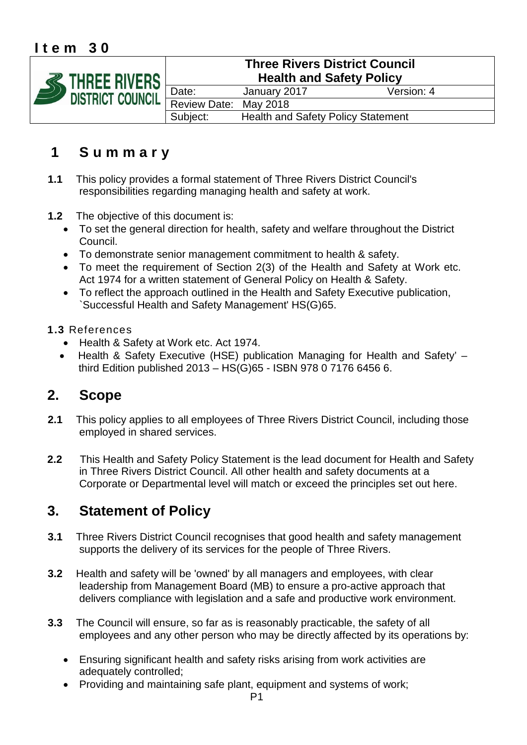# Item 30

| THREE RIVERS DISTRICT COUNCIL | Three Rivers District Council Health and Safety Policy | | |
|---|---|---|---|
| | Date: | January 2017 | Version: 4 |
| | Review Date: | May 2018 | |
| | Subject: | Health and Safety Policy Statement | |

## 1 Summary

**1.1** This policy provides a formal statement of Three Rivers District Council's responsibilities regarding managing health and safety at work.

**1.2** The objective of this document is:

- To set the general direction for health, safety and welfare throughout the District Council.
- To demonstrate senior management commitment to health & safety.
- To meet the requirement of Section 2(3) of the Health and Safety at Work etc. Act 1974 for a written statement of General Policy on Health & Safety.
- To reflect the approach outlined in the Health and Safety Executive publication, `Successful Health and Safety Management' HS(G)65.

**1.3** References

- Health & Safety at Work etc. Act 1974.
- Health & Safety Executive (HSE) publication Managing for Health and Safety' – third Edition published 2013 – HS(G)65 - ISBN 978 0 7176 6456 6.

## 2. Scope

**2.1** This policy applies to all employees of Three Rivers District Council, including those employed in shared services.

**2.2** This Health and Safety Policy Statement is the lead document for Health and Safety in Three Rivers District Council. All other health and safety documents at a Corporate or Departmental level will match or exceed the principles set out here.

## 3. Statement of Policy

**3.1** Three Rivers District Council recognises that good health and safety management supports the delivery of its services for the people of Three Rivers.

**3.2** Health and safety will be 'owned' by all managers and employees, with clear leadership from Management Board (MB) to ensure a pro-active approach that delivers compliance with legislation and a safe and productive work environment.

**3.3** The Council will ensure, so far as is reasonably practicable, the safety of all employees and any other person who may be directly affected by its operations by:

- Ensuring significant health and safety risks arising from work activities are adequately controlled;
- Providing and maintaining safe plant, equipment and systems of work;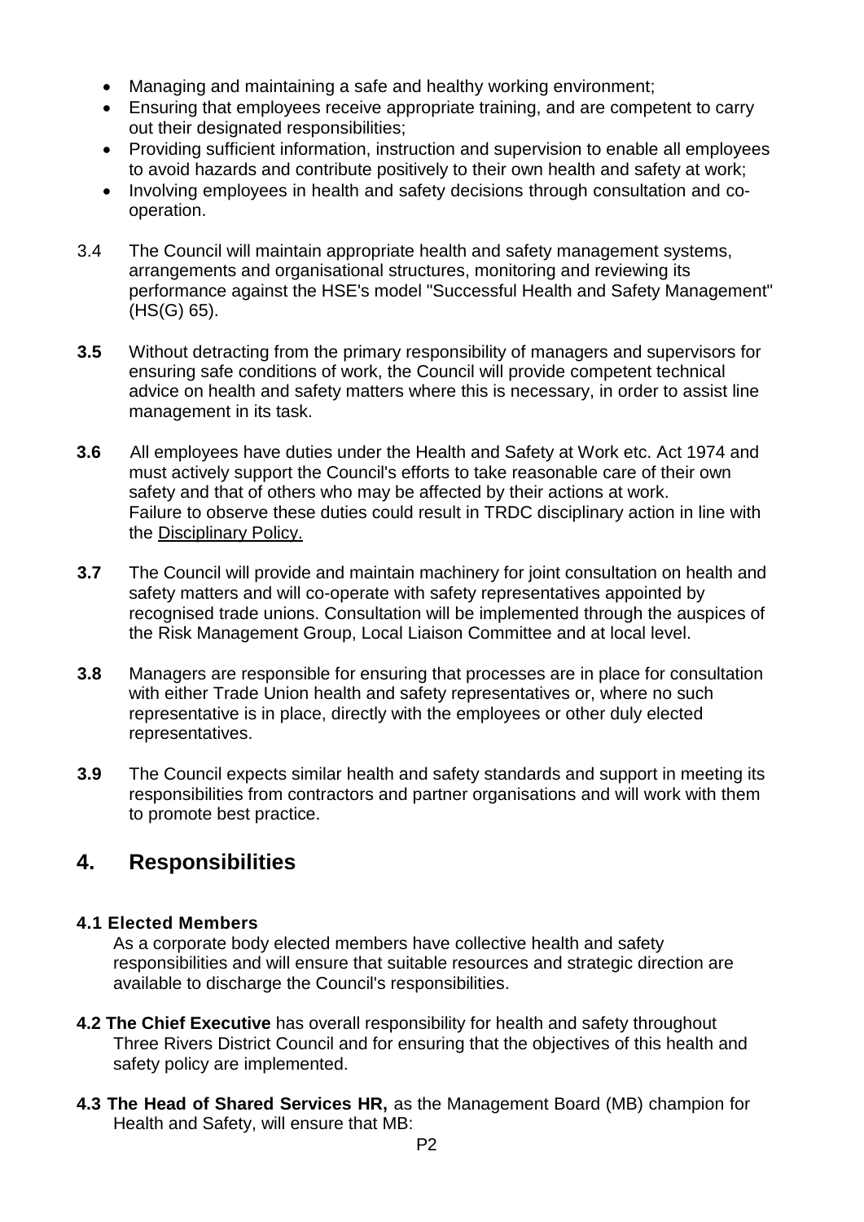- Managing and maintaining a safe and healthy working environment;
- Ensuring that employees receive appropriate training, and are competent to carry out their designated responsibilities;
- Providing sufficient information, instruction and supervision to enable all employees to avoid hazards and contribute positively to their own health and safety at work;
- Involving employees in health and safety decisions through consultation and co-operation.

3.4 The Council will maintain appropriate health and safety management systems, arrangements and organisational structures, monitoring and reviewing its performance against the HSE's model "Successful Health and Safety Management" (HS(G) 65).

**3.5** Without detracting from the primary responsibility of managers and supervisors for ensuring safe conditions of work, the Council will provide competent technical advice on health and safety matters where this is necessary, in order to assist line management in its task.

**3.6** All employees have duties under the Health and Safety at Work etc. Act 1974 and must actively support the Council's efforts to take reasonable care of their own safety and that of others who may be affected by their actions at work. Failure to observe these duties could result in TRDC disciplinary action in line with the Disciplinary Policy.

**3.7** The Council will provide and maintain machinery for joint consultation on health and safety matters and will co-operate with safety representatives appointed by recognised trade unions. Consultation will be implemented through the auspices of the Risk Management Group, Local Liaison Committee and at local level.

**3.8** Managers are responsible for ensuring that processes are in place for consultation with either Trade Union health and safety representatives or, where no such representative is in place, directly with the employees or other duly elected representatives.

**3.9** The Council expects similar health and safety standards and support in meeting its responsibilities from contractors and partner organisations and will work with them to promote best practice.

## 4. Responsibilities

**4.1 Elected Members**

As a corporate body elected members have collective health and safety responsibilities and will ensure that suitable resources and strategic direction are available to discharge the Council's responsibilities.

**4.2 The Chief Executive** has overall responsibility for health and safety throughout Three Rivers District Council and for ensuring that the objectives of this health and safety policy are implemented.

**4.3 The Head of Shared Services HR,** as the Management Board (MB) champion for Health and Safety, will ensure that MB: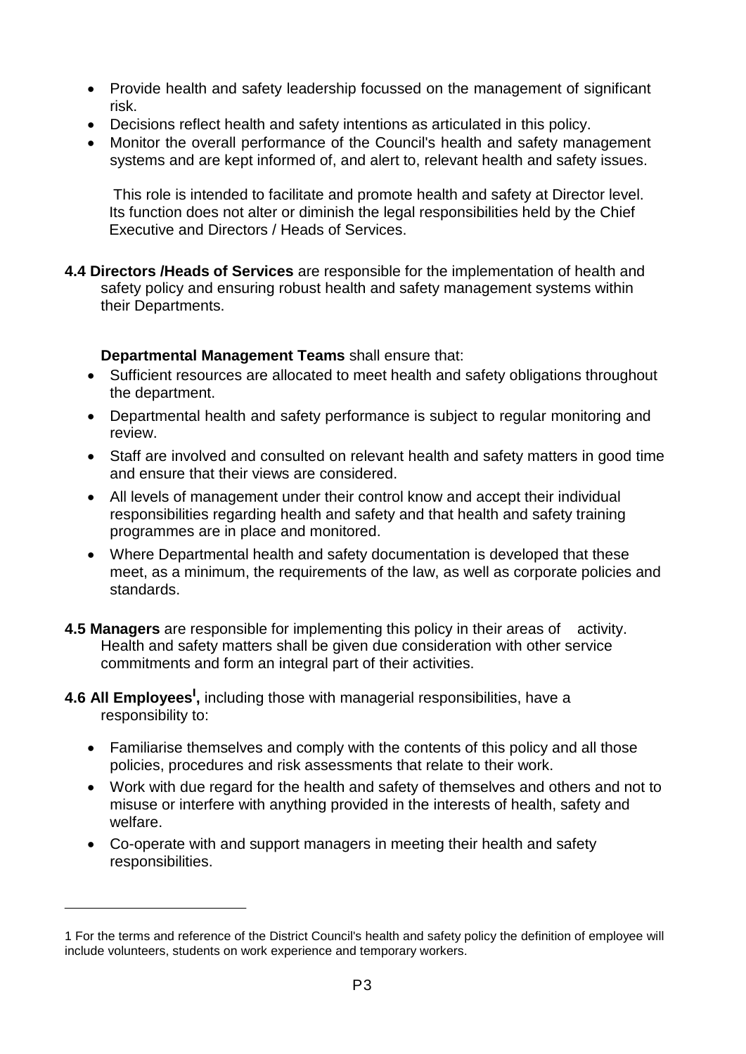- Provide health and safety leadership focussed on the management of significant risk.
- Decisions reflect health and safety intentions as articulated in this policy.
- Monitor the overall performance of the Council's health and safety management systems and are kept informed of, and alert to, relevant health and safety issues.

This role is intended to facilitate and promote health and safety at Director level. Its function does not alter or diminish the legal responsibilities held by the Chief Executive and Directors / Heads of Services.

**4.4 Directors /Heads of Services** are responsible for the implementation of health and safety policy and ensuring robust health and safety management systems within their Departments.

**Departmental Management Teams** shall ensure that:

- Sufficient resources are allocated to meet health and safety obligations throughout the department.
- Departmental health and safety performance is subject to regular monitoring and review.
- Staff are involved and consulted on relevant health and safety matters in good time and ensure that their views are considered.
- All levels of management under their control know and accept their individual responsibilities regarding health and safety and that health and safety training programmes are in place and monitored.
- Where Departmental health and safety documentation is developed that these meet, as a minimum, the requirements of the law, as well as corporate policies and standards.

**4.5 Managers** are responsible for implementing this policy in their areas of activity. Health and safety matters shall be given due consideration with other service commitments and form an integral part of their activities.

**4.6 All Employees[1],** including those with managerial responsibilities, have a responsibility to:

- Familiarise themselves and comply with the contents of this policy and all those policies, procedures and risk assessments that relate to their work.
- Work with due regard for the health and safety of themselves and others and not to misuse or interfere with anything provided in the interests of health, safety and welfare.
- Co-operate with and support managers in meeting their health and safety responsibilities.

---

1 For the terms and reference of the District Council's health and safety policy the definition of employee will include volunteers, students on work experience and temporary workers.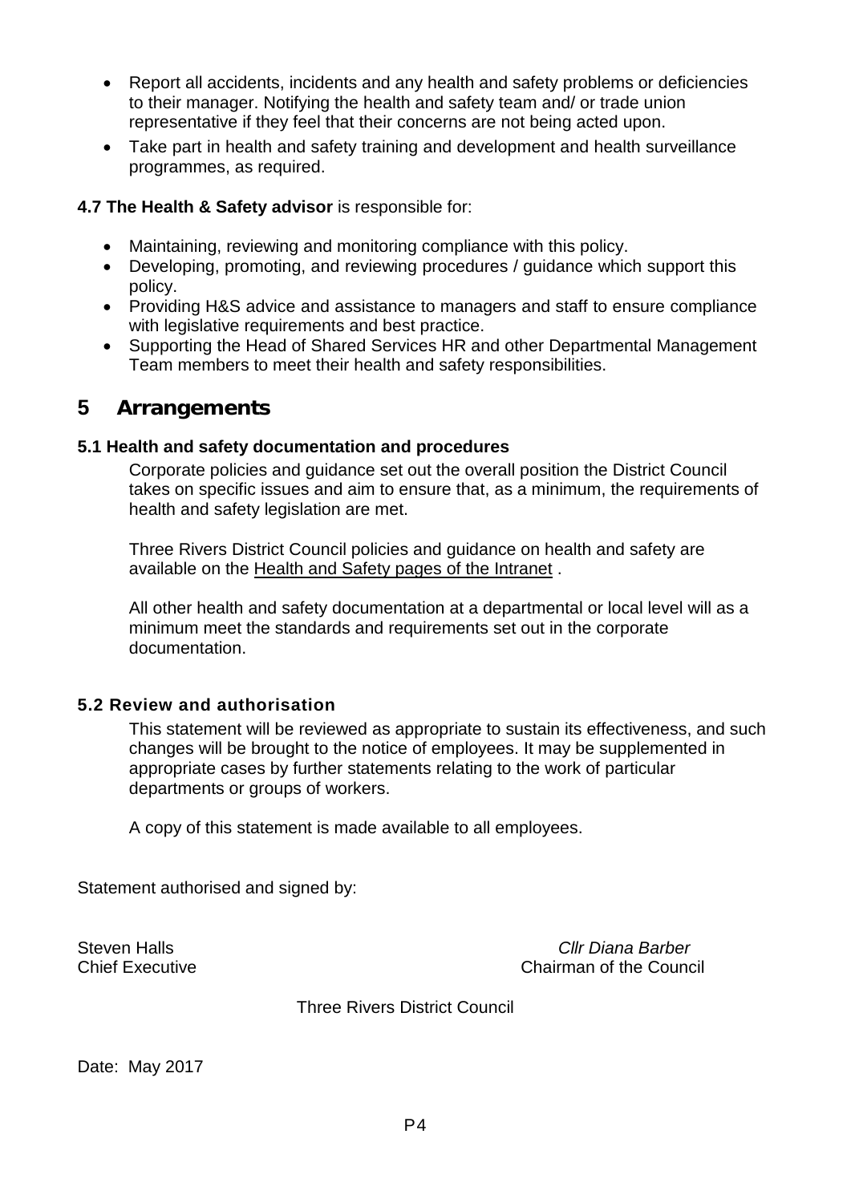- Report all accidents, incidents and any health and safety problems or deficiencies to their manager. Notifying the health and safety team and/ or trade union representative if they feel that their concerns are not being acted upon.
- Take part in health and safety training and development and health surveillance programmes, as required.

**4.7 The Health & Safety advisor** is responsible for:

- Maintaining, reviewing and monitoring compliance with this policy.
- Developing, promoting, and reviewing procedures / guidance which support this policy.
- Providing H&S advice and assistance to managers and staff to ensure compliance with legislative requirements and best practice.
- Supporting the Head of Shared Services HR and other Departmental Management Team members to meet their health and safety responsibilities.

# 5 Arrangements

### 5.1 Health and safety documentation and procedures

Corporate policies and guidance set out the overall position the District Council takes on specific issues and aim to ensure that, as a minimum, the requirements of health and safety legislation are met.

Three Rivers District Council policies and guidance on health and safety are available on the Health and Safety pages of the Intranet .

All other health and safety documentation at a departmental or local level will as a minimum meet the standards and requirements set out in the corporate documentation.

### 5.2 Review and authorisation

This statement will be reviewed as appropriate to sustain its effectiveness, and such changes will be brought to the notice of employees. It may be supplemented in appropriate cases by further statements relating to the work of particular departments or groups of workers.

A copy of this statement is made available to all employees.

Statement authorised and signed by:

Steven Halls
Chief Executive

*Cllr Diana Barber*
Chairman of the Council

Three Rivers District Council

Date: May 2017